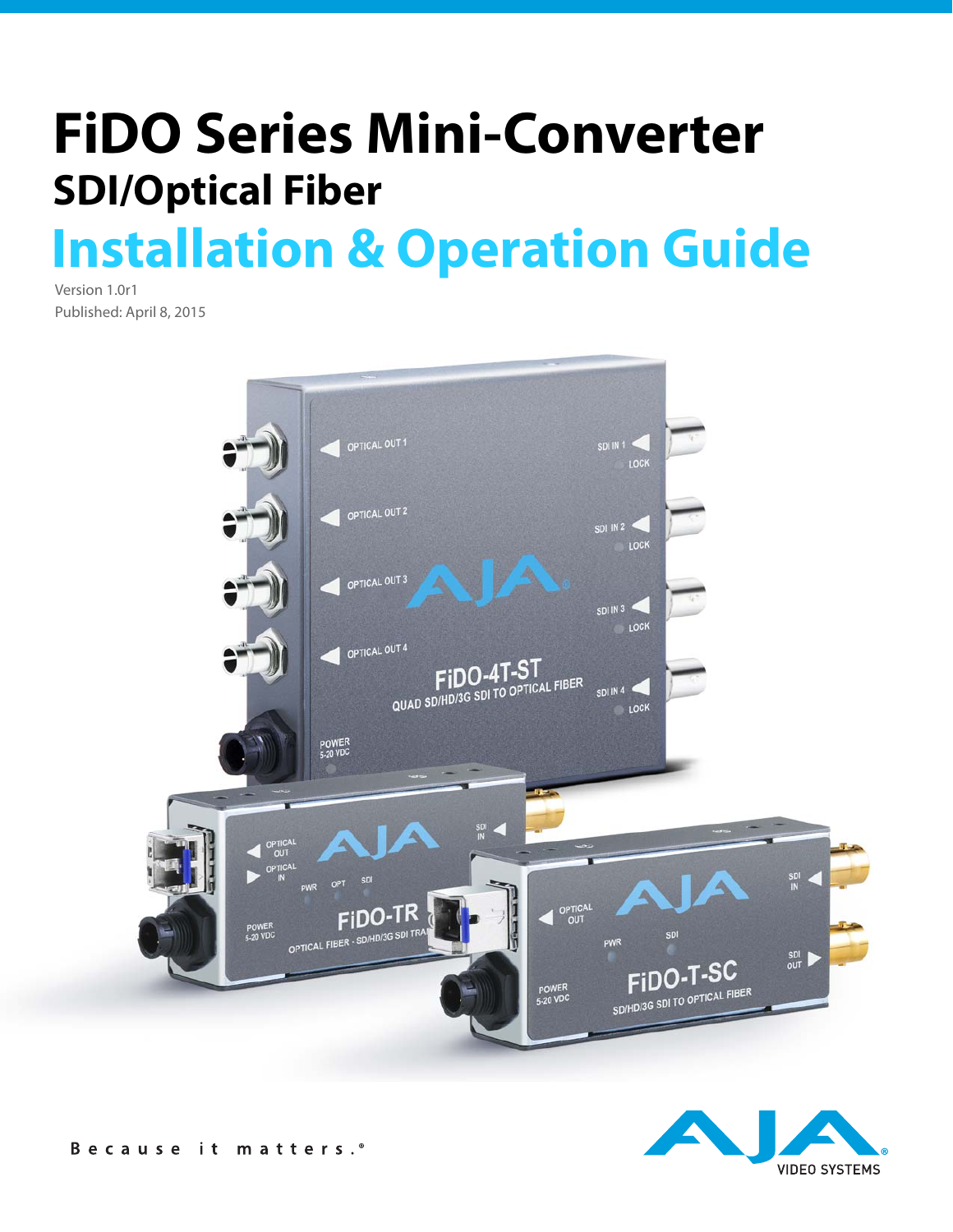# FiDO Series Mini-Converter

## SDI/Optical Fiber

# Installation & Operation Guide

Version 1.0r1

Published: April 8, 2015

Because it matters.®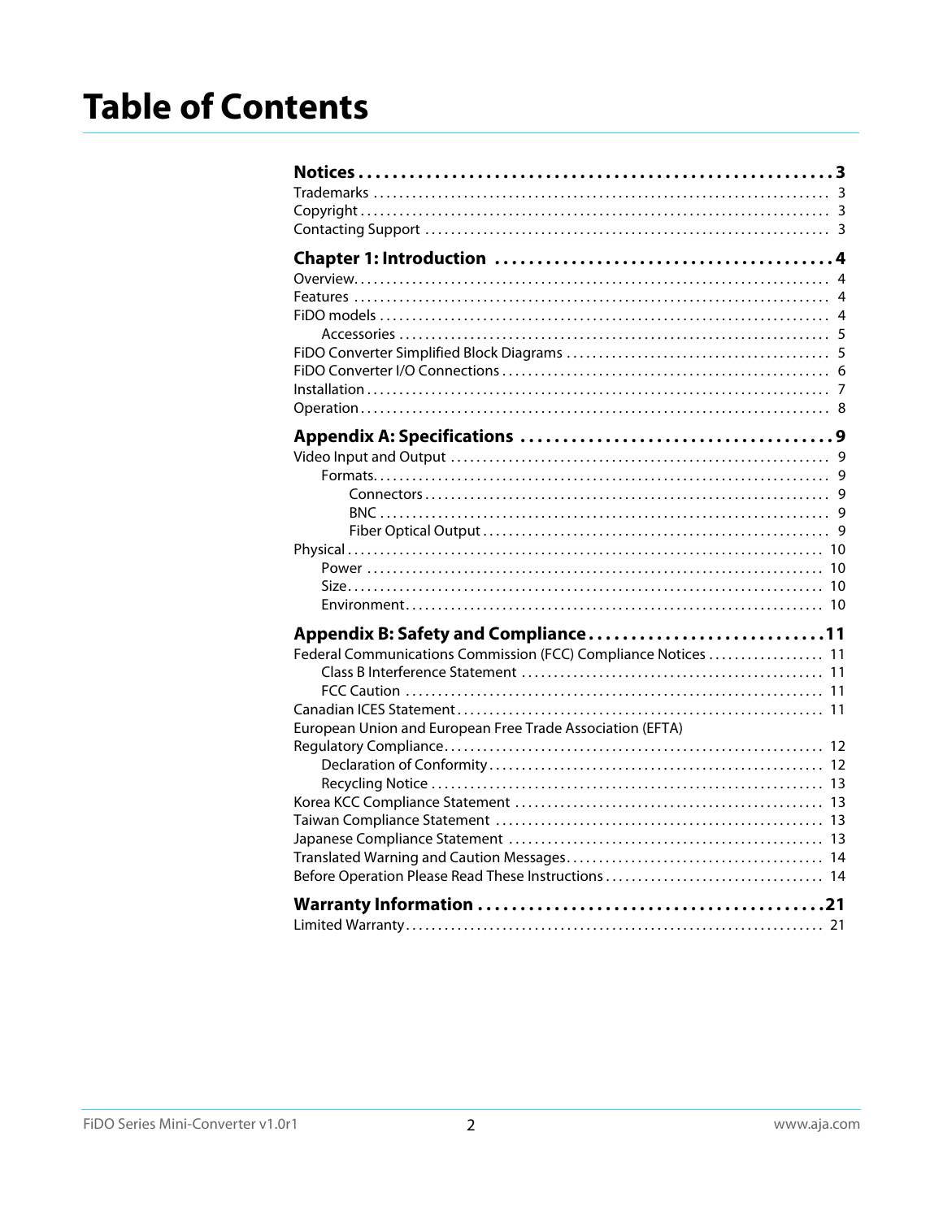# Table of Contents

**Notices . . . . . . . . . . 3**

Trademarks . . . . . . . . . . 3
Copyright . . . . . . . . . . 3
Contacting Support . . . . . . . . . . 3

**Chapter 1: Introduction . . . . . . . . . . 4**

Overview . . . . . . . . . . 4
Features . . . . . . . . . . 4
FiDO models . . . . . . . . . . 4
    Accessories . . . . . . . . . . 5
FiDO Converter Simplified Block Diagrams . . . . . . . . . . 5
FiDO Converter I/O Connections . . . . . . . . . . 6
Installation . . . . . . . . . . 7
Operation . . . . . . . . . . 8

**Appendix A: Specifications . . . . . . . . . . 9**

Video Input and Output . . . . . . . . . . 9
    Formats . . . . . . . . . . 9
        Connectors . . . . . . . . . . 9
        BNC . . . . . . . . . . 9
        Fiber Optical Output . . . . . . . . . . 9
Physical . . . . . . . . . . 10
    Power . . . . . . . . . . 10
    Size . . . . . . . . . . 10
    Environment . . . . . . . . . . 10

**Appendix B: Safety and Compliance . . . . . . . . . . 11**

Federal Communications Commission (FCC) Compliance Notices . . . . . . . . . . 11
    Class B Interference Statement . . . . . . . . . . 11
    FCC Caution . . . . . . . . . . 11
Canadian ICES Statement . . . . . . . . . . 11
European Union and European Free Trade Association (EFTA)
Regulatory Compliance . . . . . . . . . . 12
    Declaration of Conformity . . . . . . . . . . 12
    Recycling Notice . . . . . . . . . . 13
Korea KCC Compliance Statement . . . . . . . . . . 13
Taiwan Compliance Statement . . . . . . . . . . 13
Japanese Compliance Statement . . . . . . . . . . 13
Translated Warning and Caution Messages . . . . . . . . . . 14
Before Operation Please Read These Instructions . . . . . . . . . . 14

**Warranty Information . . . . . . . . . . 21**

Limited Warranty . . . . . . . . . . 21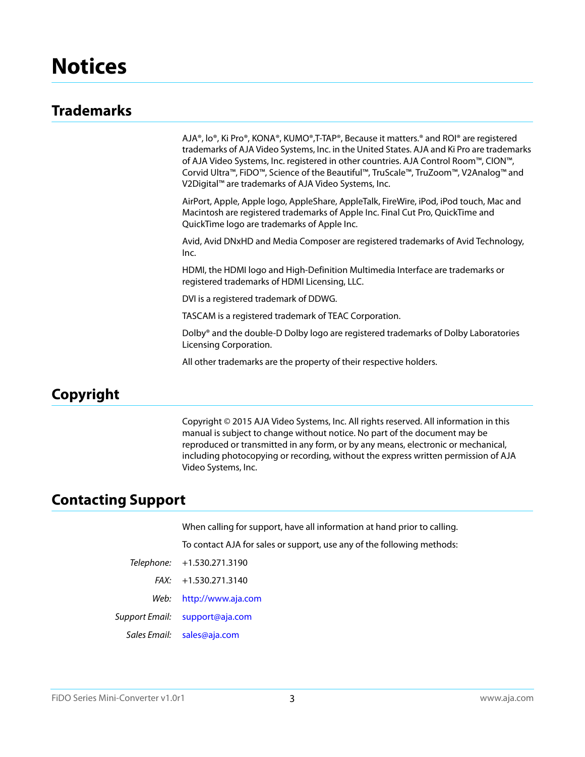# Notices

## Trademarks

AJA®, Io®, Ki Pro®, KONA®, KUMO®,T-TAP®, Because it matters.® and ROI® are registered trademarks of AJA Video Systems, Inc. in the United States. AJA and Ki Pro are trademarks of AJA Video Systems, Inc. registered in other countries. AJA Control Room™, CION™, Corvid Ultra™, FiDO™, Science of the Beautiful™, TruScale™, TruZoom™, V2Analog™ and V2Digital™ are trademarks of AJA Video Systems, Inc.

AirPort, Apple, Apple logo, AppleShare, AppleTalk, FireWire, iPod, iPod touch, Mac and Macintosh are registered trademarks of Apple Inc. Final Cut Pro, QuickTime and QuickTime logo are trademarks of Apple Inc.

Avid, Avid DNxHD and Media Composer are registered trademarks of Avid Technology, Inc.

HDMI, the HDMI logo and High-Definition Multimedia Interface are trademarks or registered trademarks of HDMI Licensing, LLC.

DVI is a registered trademark of DDWG.

TASCAM is a registered trademark of TEAC Corporation.

Dolby® and the double-D Dolby logo are registered trademarks of Dolby Laboratories Licensing Corporation.

All other trademarks are the property of their respective holders.

## Copyright

Copyright © 2015 AJA Video Systems, Inc. All rights reserved. All information in this manual is subject to change without notice. No part of the document may be reproduced or transmitted in any form, or by any means, electronic or mechanical, including photocopying or recording, without the express written permission of AJA Video Systems, Inc.

## Contacting Support

When calling for support, have all information at hand prior to calling.

To contact AJA for sales or support, use any of the following methods:

*Telephone:* +1.530.271.3190

*FAX:* +1.530.271.3140

*Web:* http://www.aja.com

*Support Email:* support@aja.com

*Sales Email:* sales@aja.com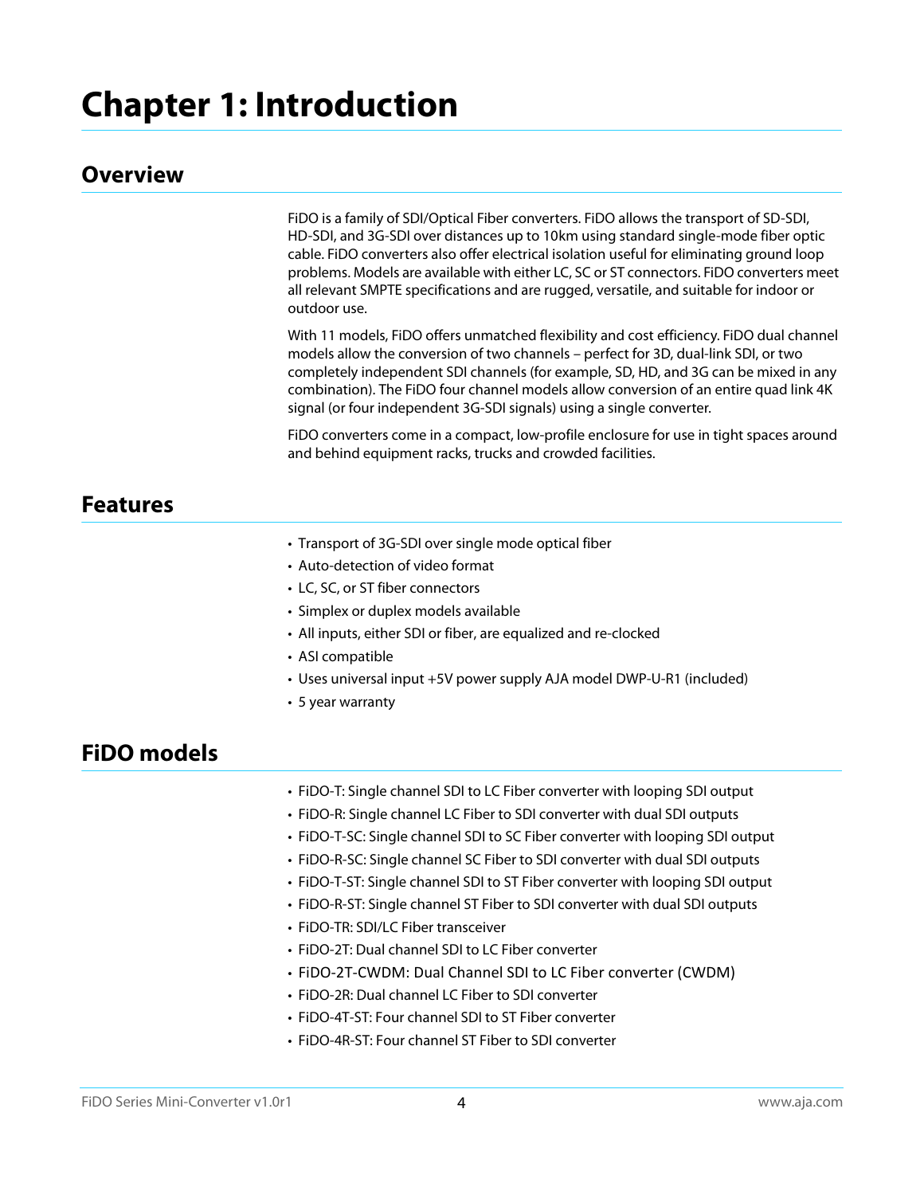# Chapter 1: Introduction

## Overview

FiDO is a family of SDI/Optical Fiber converters. FiDO allows the transport of SD-SDI, HD-SDI, and 3G-SDI over distances up to 10km using standard single-mode fiber optic cable. FiDO converters also offer electrical isolation useful for eliminating ground loop problems. Models are available with either LC, SC or ST connectors. FiDO converters meet all relevant SMPTE specifications and are rugged, versatile, and suitable for indoor or outdoor use.

With 11 models, FiDO offers unmatched flexibility and cost efficiency. FiDO dual channel models allow the conversion of two channels – perfect for 3D, dual-link SDI, or two completely independent SDI channels (for example, SD, HD, and 3G can be mixed in any combination). The FiDO four channel models allow conversion of an entire quad link 4K signal (or four independent 3G-SDI signals) using a single converter.

FiDO converters come in a compact, low-profile enclosure for use in tight spaces around and behind equipment racks, trucks and crowded facilities.

## Features

- Transport of 3G-SDI over single mode optical fiber
- Auto-detection of video format
- LC, SC, or ST fiber connectors
- Simplex or duplex models available
- All inputs, either SDI or fiber, are equalized and re-clocked
- ASI compatible
- Uses universal input +5V power supply AJA model DWP-U-R1 (included)
- 5 year warranty

## FiDO models

- FiDO-T: Single channel SDI to LC Fiber converter with looping SDI output
- FiDO-R: Single channel LC Fiber to SDI converter with dual SDI outputs
- FiDO-T-SC: Single channel SDI to SC Fiber converter with looping SDI output
- FiDO-R-SC: Single channel SC Fiber to SDI converter with dual SDI outputs
- FiDO-T-ST: Single channel SDI to ST Fiber converter with looping SDI output
- FiDO-R-ST: Single channel ST Fiber to SDI converter with dual SDI outputs
- FiDO-TR: SDI/LC Fiber transceiver
- FiDO-2T: Dual channel SDI to LC Fiber converter
- FiDO-2T-CWDM: Dual Channel SDI to LC Fiber converter (CWDM)
- FiDO-2R: Dual channel LC Fiber to SDI converter
- FiDO-4T-ST: Four channel SDI to ST Fiber converter
- FiDO-4R-ST: Four channel ST Fiber to SDI converter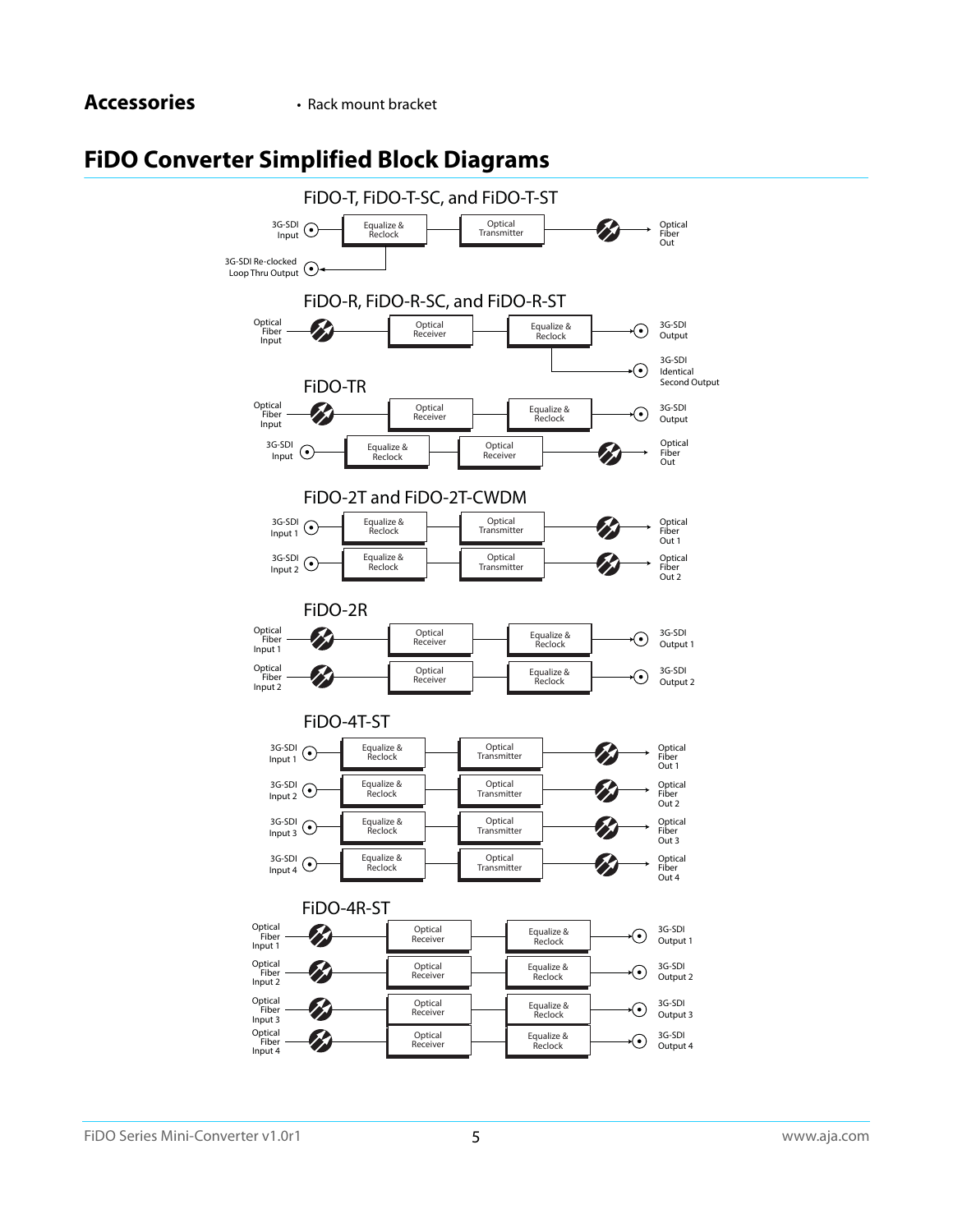## Accessories

- Rack mount bracket

## FiDO Converter Simplified Block Diagrams

### FiDO-T, FiDO-T-SC, and FiDO-T-ST

3G-SDI Input → Equalize & Reclock → Optical Transmitter → Optical Fiber Out

Equalize & Reclock → 3G-SDI Re-clocked Loop Thru Output

### FiDO-R, FiDO-R-SC, and FiDO-R-ST

Optical Fiber Input → Optical Receiver → Equalize & Reclock → 3G-SDI Output

Equalize & Reclock → 3G-SDI Identical Second Output

### FiDO-TR

Optical Fiber Input → Optical Receiver → Equalize & Reclock → 3G-SDI Output

3G-SDI Input → Equalize & Reclock → Optical Receiver → Optical Fiber Out

### FiDO-2T and FiDO-2T-CWDM

3G-SDI Input 1 → Equalize & Reclock → Optical Transmitter → Optical Fiber Out 1

3G-SDI Input 2 → Equalize & Reclock → Optical Transmitter → Optical Fiber Out 2

### FiDO-2R

Optical Fiber Input 1 → Optical Receiver → Equalize & Reclock → 3G-SDI Output 1

Optical Fiber Input 2 → Optical Receiver → Equalize & Reclock → 3G-SDI Output 2

### FiDO-4T-ST

3G-SDI Input 1 → Equalize & Reclock → Optical Transmitter → Optical Fiber Out 1

3G-SDI Input 2 → Equalize & Reclock → Optical Transmitter → Optical Fiber Out 2

3G-SDI Input 3 → Equalize & Reclock → Optical Transmitter → Optical Fiber Out 3

3G-SDI Input 4 → Equalize & Reclock → Optical Transmitter → Optical Fiber Out 4

### FiDO-4R-ST

Optical Fiber Input 1 → Optical Receiver → Equalize & Reclock → 3G-SDI Output 1

Optical Fiber Input 2 → Optical Receiver → Equalize & Reclock → 3G-SDI Output 2

Optical Fiber Input 3 → Optical Receiver → Equalize & Reclock → 3G-SDI Output 3

Optical Fiber Input 4 → Optical Receiver → Equalize & Reclock → 3G-SDI Output 4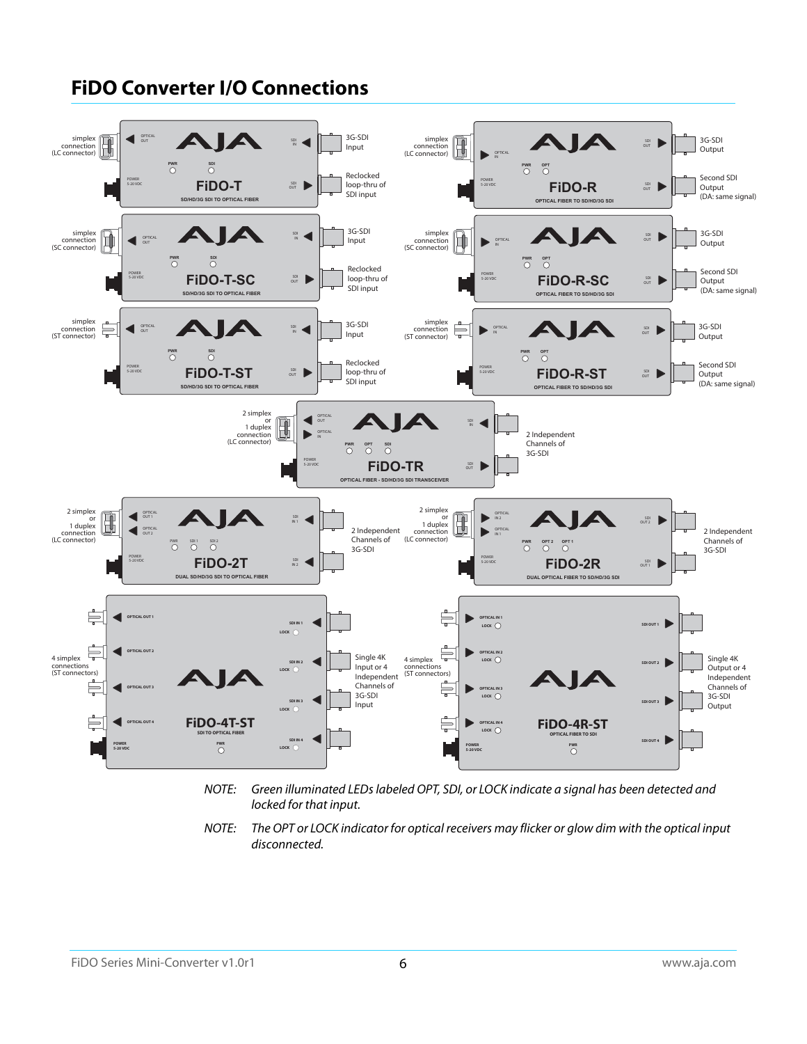## FiDO Converter I/O Connections

| Model | Optical Connection | Description | SDI Connections |
|---|---|---|---|
| FiDO-T | simplex connection (LC connector) — OPTICAL OUT | SD/HD/3G SDI TO OPTICAL FIBER | SDI IN: 3G-SDI Input; SDI OUT: Reclocked loop-thru of SDI input |
| FiDO-R | simplex connection (LC connector) — OPTICAL IN | OPTICAL FIBER TO SD/HD/3G SDI | SDI OUT: 3G-SDI Output; SDI OUT: Second SDI Output (DA: same signal) |
| FiDO-T-SC | simplex connection (SC connector) — OPTICAL OUT | SD/HD/3G SDI TO OPTICAL FIBER | SDI IN: 3G-SDI Input; SDI OUT: Reclocked loop-thru of SDI input |
| FiDO-R-SC | simplex connection (SC connector) — OPTICAL IN | OPTICAL FIBER TO SD/HD/3G SDI | SDI OUT: 3G-SDI Output; SDI OUT: Second SDI Output (DA: same signal) |
| FiDO-T-ST | simplex connection (ST connector) — OPTICAL OUT | SD/HD/3G SDI TO OPTICAL FIBER | SDI IN: 3G-SDI Input; SDI OUT: Reclocked loop-thru of SDI input |
| FiDO-R-ST | simplex connection (ST connector) — OPTICAL IN | OPTICAL FIBER TO SD/HD/3G SDI | SDI OUT: 3G-SDI Output; SDI OUT: Second SDI Output (DA: same signal) |
| FiDO-TR | 2 simplex or 1 duplex connection (LC connector) — OPTICAL OUT, OPTICAL IN | OPTICAL FIBER - SD/HD/3G SDI TRANSCEIVER | SDI IN, SDI OUT: 2 Independent Channels of 3G-SDI |
| FiDO-2T | 2 simplex or 1 duplex connection (LC connector) — OPTICAL OUT 1, OPTICAL OUT 2 | DUAL SD/HD/3G SDI TO OPTICAL FIBER | SDI IN 1, SDI IN 2: 2 Independent Channels of 3G-SDI |
| FiDO-2R | 2 simplex or 1 duplex connection (LC connector) — OPTICAL IN 2, OPTICAL IN 1 | DUAL OPTICAL FIBER TO SD/HD/3G SDI | SDI OUT 2, SDI OUT 1: 2 Independent Channels of 3G-SDI |
| FiDO-4T-ST | 4 simplex connections (ST connectors) — OPTICAL OUT 1–4 | SDI TO OPTICAL FIBER | SDI IN 1–4: Single 4K Input or 4 Independent Channels of 3G-SDI Input |
| FiDO-4R-ST | 4 simplex connections (ST connectors) — OPTICAL IN 1–4 | OPTICAL FIBER TO SDI | SDI OUT 1–4: Single 4K Output or 4 Independent Channels of 3G-SDI Output |

All units: POWER 5-20 VDC. LED indicators: PWR, OPT, SDI (FiDO-2T: SDI 1, SDI 2; FiDO-2R: OPT 2, OPT 1; FiDO-4T-ST / FiDO-4R-ST: PWR and LOCK per channel).

*NOTE: Green illuminated LEDs labeled OPT, SDI, or LOCK indicate a signal has been detected and locked for that input.*

*NOTE: The OPT or LOCK indicator for optical receivers may flicker or glow dim with the optical input disconnected.*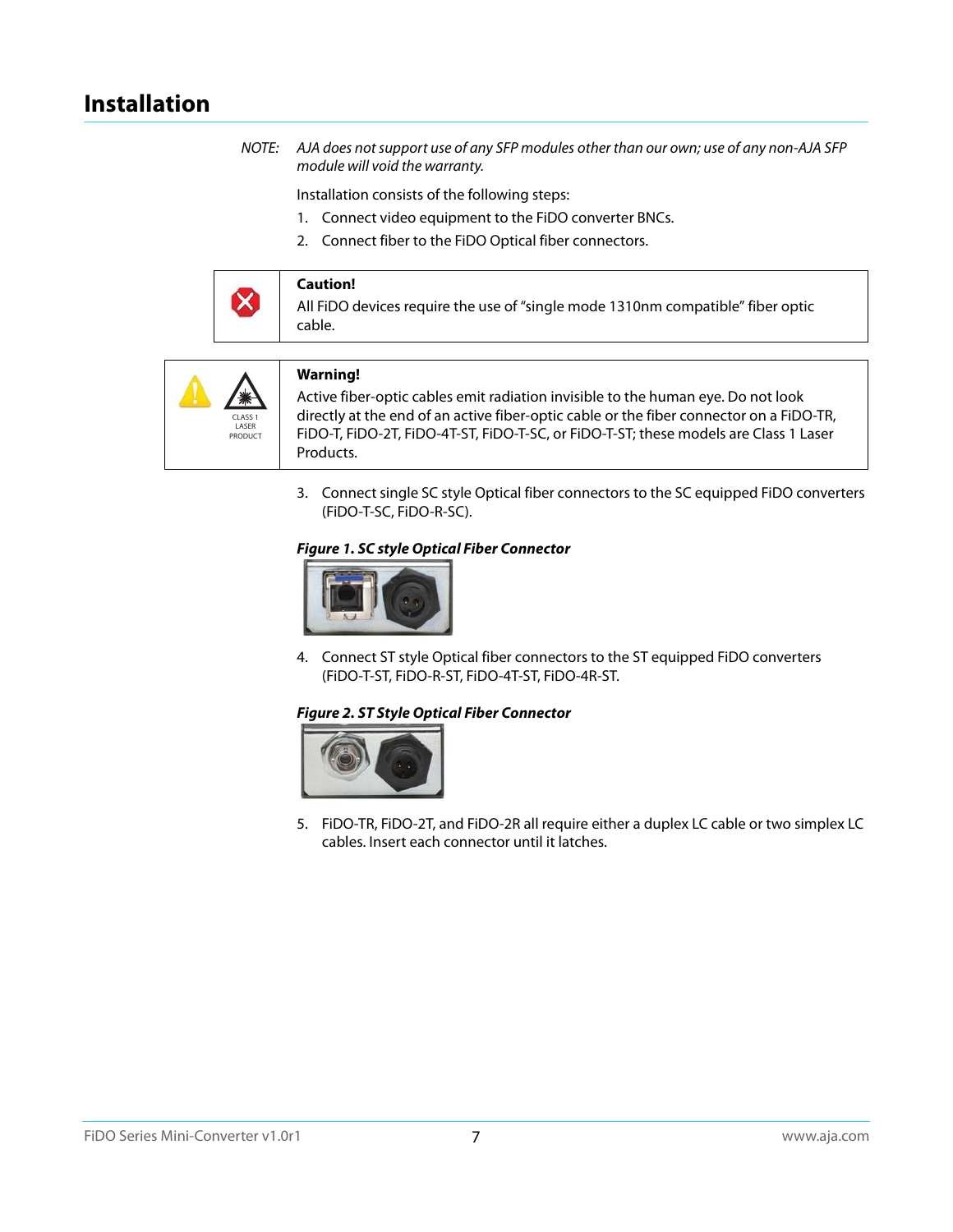# Installation

*NOTE: AJA does not support use of any SFP modules other than our own; use of any non-AJA SFP module will void the warranty.*

Installation consists of the following steps:

1. Connect video equipment to the FiDO converter BNCs.
2. Connect fiber to the FiDO Optical fiber connectors.

| | |
|---|---|
| | **Caution!**<br>All FiDO devices require the use of "single mode 1310nm compatible" fiber optic cable. |

| | |
|---|---|
| CLASS 1 LASER PRODUCT | **Warning!**<br>Active fiber-optic cables emit radiation invisible to the human eye. Do not look directly at the end of an active fiber-optic cable or the fiber connector on a FiDO-TR, FiDO-T, FiDO-2T, FiDO-4T-ST, FiDO-T-SC, or FiDO-T-ST; these models are Class 1 Laser Products. |

3. Connect single SC style Optical fiber connectors to the SC equipped FiDO converters (FiDO-T-SC, FiDO-R-SC).

***Figure 1. SC style Optical Fiber Connector***

4. Connect ST style Optical fiber connectors to the ST equipped FiDO converters (FiDO-T-ST, FiDO-R-ST, FiDO-4T-ST, FiDO-4R-ST.

***Figure 2. ST Style Optical Fiber Connector***

5. FiDO-TR, FiDO-2T, and FiDO-2R all require either a duplex LC cable or two simplex LC cables. Insert each connector until it latches.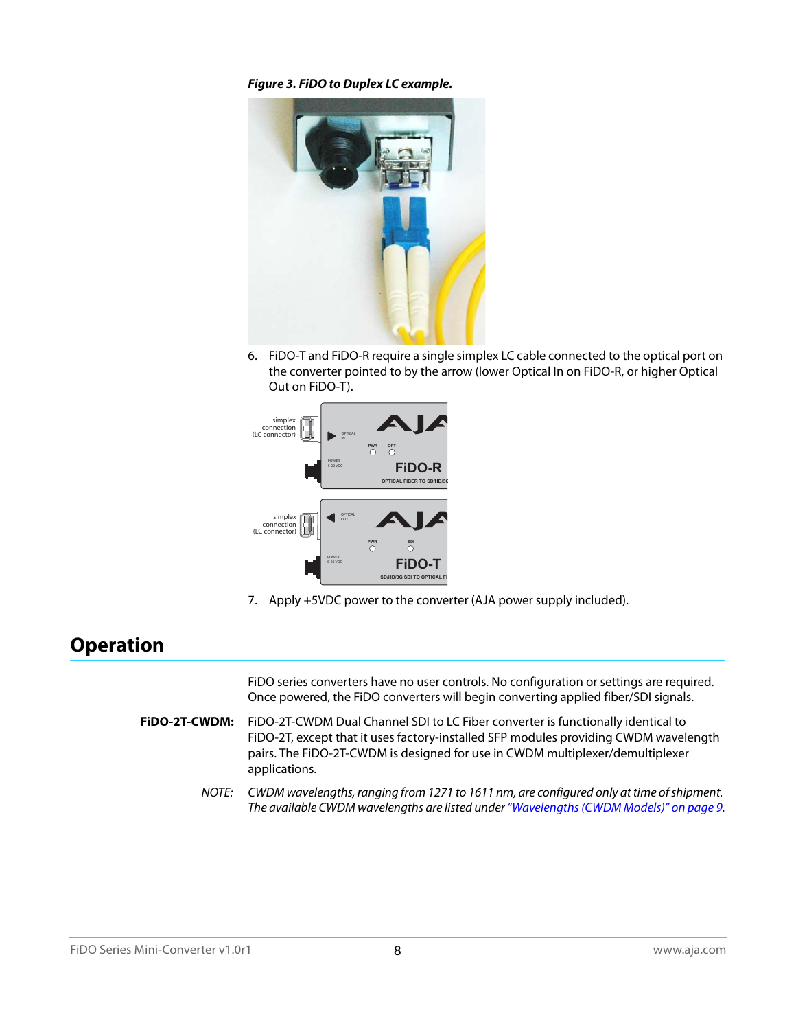*Figure 3. FiDO to Duplex LC example.*

6. FiDO-T and FiDO-R require a single simplex LC cable connected to the optical port on the converter pointed to by the arrow (lower Optical In on FiDO-R, or higher Optical Out on FiDO-T).

7. Apply +5VDC power to the converter (AJA power supply included).

# Operation

FiDO series converters have no user controls. No configuration or settings are required. Once powered, the FiDO converters will begin converting applied fiber/SDI signals.

**FiDO-2T-CWDM:** FiDO-2T-CWDM Dual Channel SDI to LC Fiber converter is functionally identical to FiDO-2T, except that it uses factory-installed SFP modules providing CWDM wavelength pairs. The FiDO-2T-CWDM is designed for use in CWDM multiplexer/demultiplexer applications.

*NOTE: CWDM wavelengths, ranging from 1271 to 1611 nm, are configured only at time of shipment. The available CWDM wavelengths are listed under "Wavelengths (CWDM Models)" on page 9.*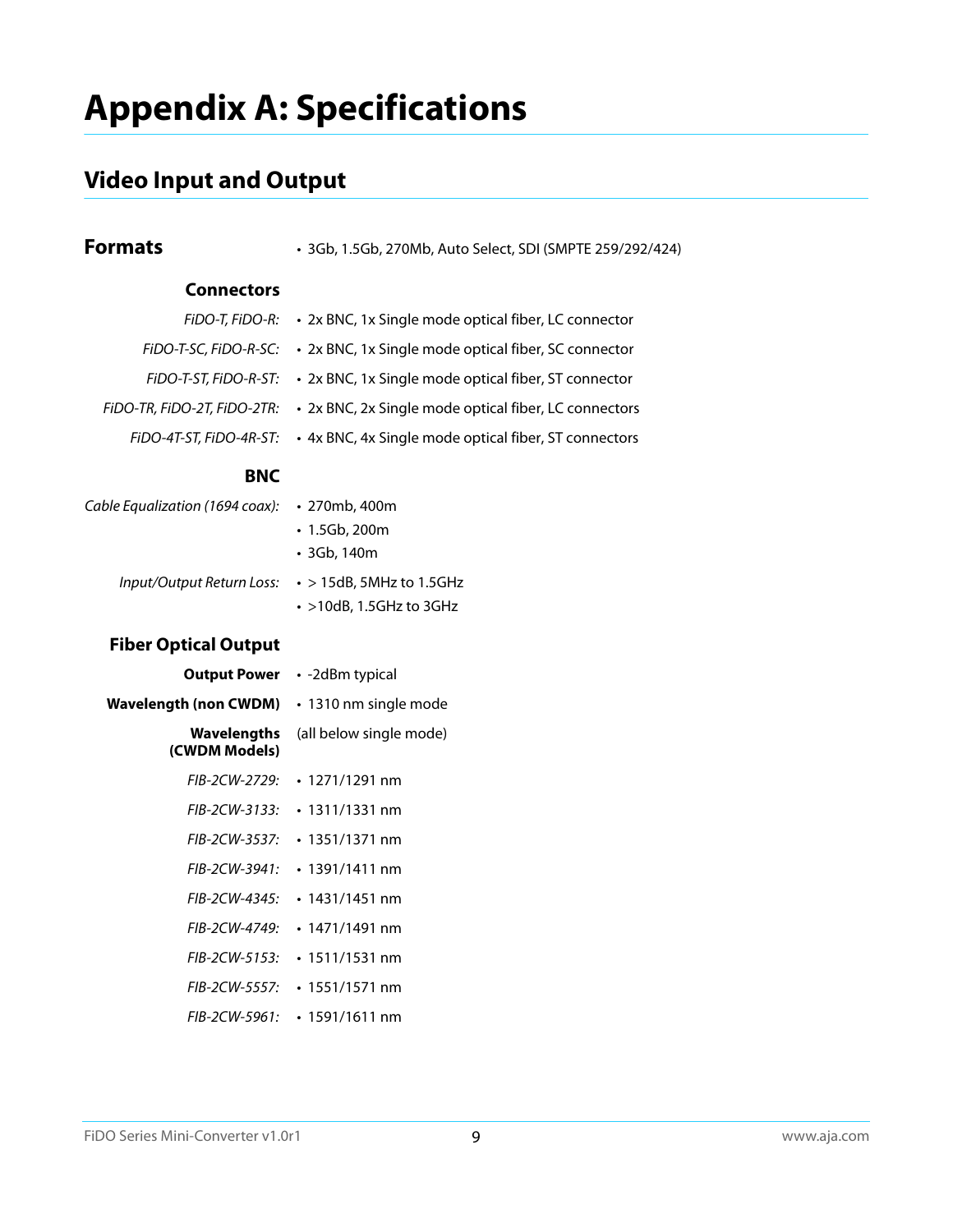# Appendix A: Specifications

## Video Input and Output

### Formats

- 3Gb, 1.5Gb, 270Mb, Auto Select, SDI (SMPTE 259/292/424)

#### Connectors

| | |
|---|---|
| *FiDO-T, FiDO-R:* | • 2x BNC, 1x Single mode optical fiber, LC connector |
| *FiDO-T-SC, FiDO-R-SC:* | • 2x BNC, 1x Single mode optical fiber, SC connector |
| *FiDO-T-ST, FiDO-R-ST:* | • 2x BNC, 1x Single mode optical fiber, ST connector |
| *FiDO-TR, FiDO-2T, FiDO-2TR:* | • 2x BNC, 2x Single mode optical fiber, LC connectors |
| *FiDO-4T-ST, FiDO-4R-ST:* | • 4x BNC, 4x Single mode optical fiber, ST connectors |

#### BNC

*Cable Equalization (1694 coax):*
- 270mb, 400m
- 1.5Gb, 200m
- 3Gb, 140m

*Input/Output Return Loss:*
- > 15dB, 5MHz to 1.5GHz
- >10dB, 1.5GHz to 3GHz

#### Fiber Optical Output

**Output Power**
- -2dBm typical

**Wavelength (non CWDM)**
- 1310 nm single mode

**Wavelengths (CWDM Models)** (all below single mode)

| | |
|---|---|
| *FIB-2CW-2729:* | • 1271/1291 nm |
| *FIB-2CW-3133:* | • 1311/1331 nm |
| *FIB-2CW-3537:* | • 1351/1371 nm |
| *FIB-2CW-3941:* | • 1391/1411 nm |
| *FIB-2CW-4345:* | • 1431/1451 nm |
| *FIB-2CW-4749:* | • 1471/1491 nm |
| *FIB-2CW-5153:* | • 1511/1531 nm |
| *FIB-2CW-5557:* | • 1551/1571 nm |
| *FIB-2CW-5961:* | • 1591/1611 nm |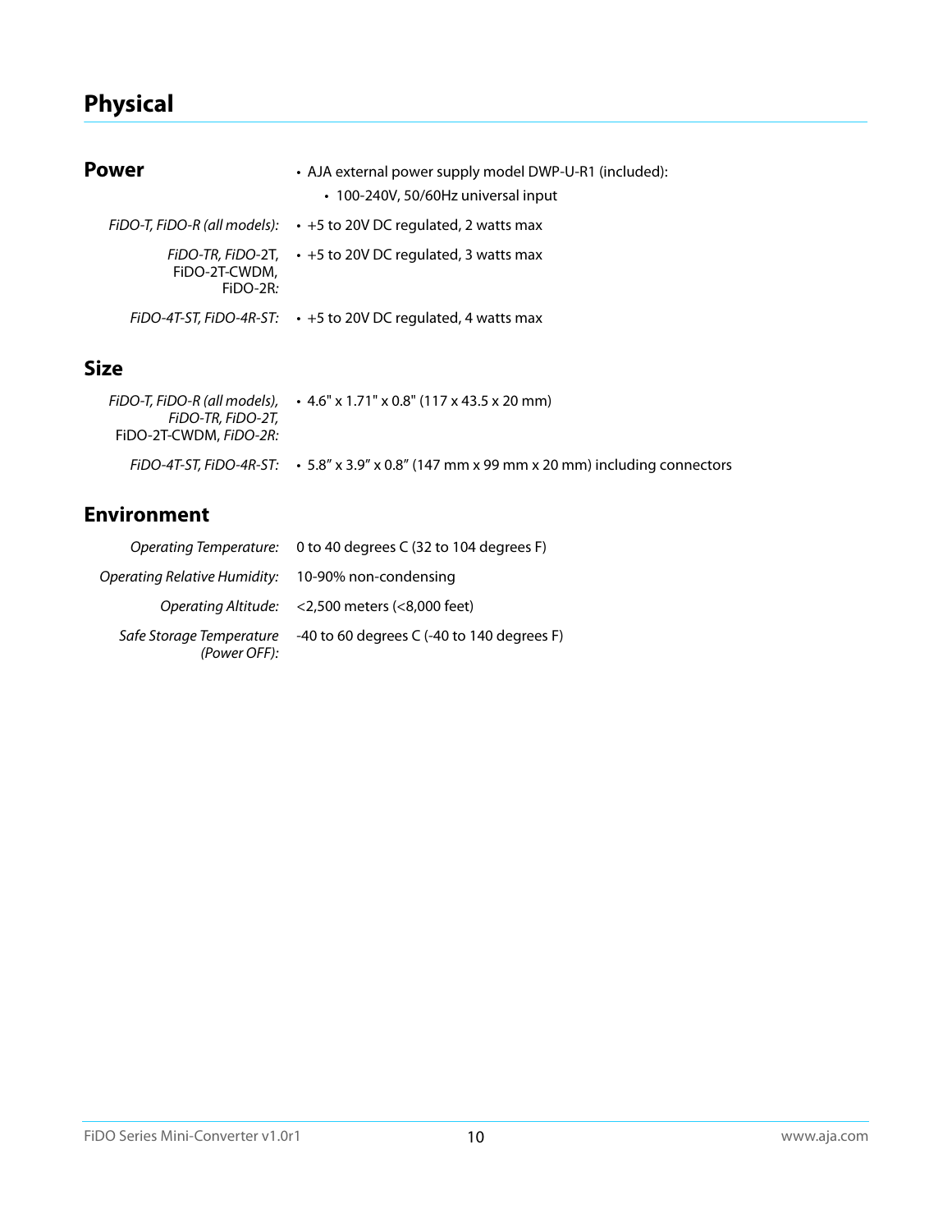# Physical

## Power

- AJA external power supply model DWP-U-R1 (included):
  - 100-240V, 50/60Hz universal input

| | |
|---|---|
| *FiDO-T, FiDO-R (all models):* | • +5 to 20V DC regulated, 2 watts max |
| *FiDO-TR, FiDO-2T,* FiDO-2T-CWDM, FiDO-2R*:* | • +5 to 20V DC regulated, 3 watts max |
| *FiDO-4T-ST, FiDO-4R-ST:* | • +5 to 20V DC regulated, 4 watts max |

## Size

| | |
|---|---|
| *FiDO-T, FiDO-R (all models), FiDO-TR, FiDO-2T,* FiDO-2T-CWDM, *FiDO-2R:* | • 4.6" x 1.71" x 0.8" (117 x 43.5 x 20 mm) |
| *FiDO-4T-ST, FiDO-4R-ST:* | • 5.8" x 3.9" x 0.8" (147 mm x 99 mm x 20 mm) including connectors |

## Environment

| | |
|---|---|
| *Operating Temperature:* | 0 to 40 degrees C (32 to 104 degrees F) |
| *Operating Relative Humidity:* | 10-90% non-condensing |
| *Operating Altitude:* | <2,500 meters (<8,000 feet) |
| *Safe Storage Temperature (Power OFF):* | -40 to 60 degrees C (-40 to 140 degrees F) |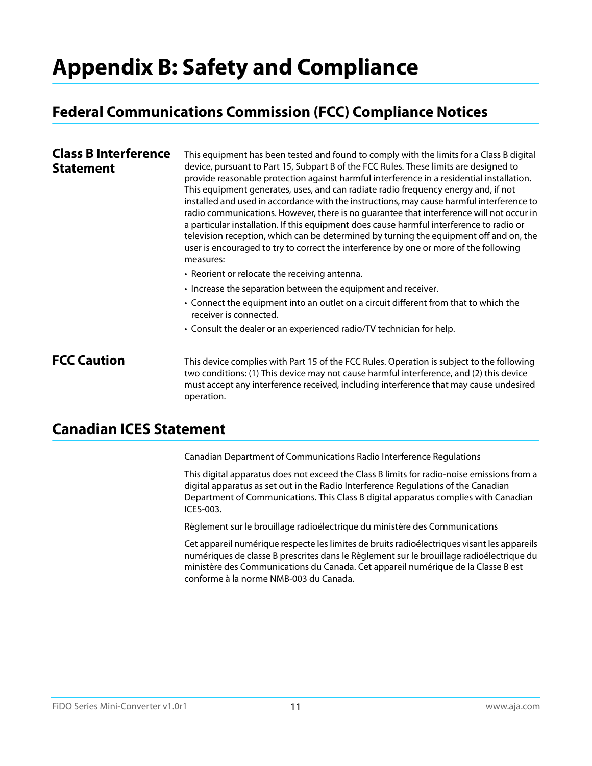# Appendix B: Safety and Compliance

## Federal Communications Commission (FCC) Compliance Notices

### Class B Interference Statement

This equipment has been tested and found to comply with the limits for a Class B digital device, pursuant to Part 15, Subpart B of the FCC Rules. These limits are designed to provide reasonable protection against harmful interference in a residential installation. This equipment generates, uses, and can radiate radio frequency energy and, if not installed and used in accordance with the instructions, may cause harmful interference to radio communications. However, there is no guarantee that interference will not occur in a particular installation. If this equipment does cause harmful interference to radio or television reception, which can be determined by turning the equipment off and on, the user is encouraged to try to correct the interference by one or more of the following measures:

- Reorient or relocate the receiving antenna.
- Increase the separation between the equipment and receiver.
- Connect the equipment into an outlet on a circuit different from that to which the receiver is connected.
- Consult the dealer or an experienced radio/TV technician for help.

### FCC Caution

This device complies with Part 15 of the FCC Rules. Operation is subject to the following two conditions: (1) This device may not cause harmful interference, and (2) this device must accept any interference received, including interference that may cause undesired operation.

## Canadian ICES Statement

Canadian Department of Communications Radio Interference Regulations

This digital apparatus does not exceed the Class B limits for radio-noise emissions from a digital apparatus as set out in the Radio Interference Regulations of the Canadian Department of Communications. This Class B digital apparatus complies with Canadian ICES-003.

Règlement sur le brouillage radioélectrique du ministère des Communications

Cet appareil numérique respecte les limites de bruits radioélectriques visant les appareils numériques de classe B prescrites dans le Règlement sur le brouillage radioélectrique du ministère des Communications du Canada. Cet appareil numérique de la Classe B est conforme à la norme NMB-003 du Canada.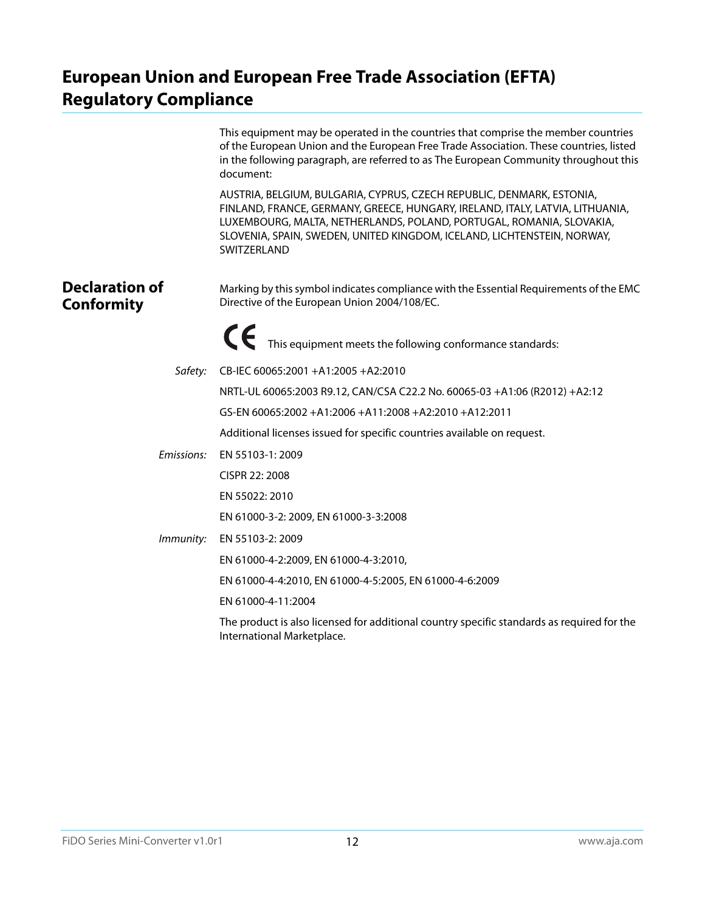# European Union and European Free Trade Association (EFTA) Regulatory Compliance

This equipment may be operated in the countries that comprise the member countries of the European Union and the European Free Trade Association. These countries, listed in the following paragraph, are referred to as The European Community throughout this document:

AUSTRIA, BELGIUM, BULGARIA, CYPRUS, CZECH REPUBLIC, DENMARK, ESTONIA, FINLAND, FRANCE, GERMANY, GREECE, HUNGARY, IRELAND, ITALY, LATVIA, LITHUANIA, LUXEMBOURG, MALTA, NETHERLANDS, POLAND, PORTUGAL, ROMANIA, SLOVAKIA, SLOVENIA, SPAIN, SWEDEN, UNITED KINGDOM, ICELAND, LICHTENSTEIN, NORWAY, SWITZERLAND

## Declaration of Conformity

Marking by this symbol indicates compliance with the Essential Requirements of the EMC Directive of the European Union 2004/108/EC.

CE This equipment meets the following conformance standards:

*Safety:*

CB-IEC 60065:2001 +A1:2005 +A2:2010

NRTL-UL 60065:2003 R9.12, CAN/CSA C22.2 No. 60065-03 +A1:06 (R2012) +A2:12

GS-EN 60065:2002 +A1:2006 +A11:2008 +A2:2010 +A12:2011

Additional licenses issued for specific countries available on request.

*Emissions:*

EN 55103-1: 2009

CISPR 22: 2008

EN 55022: 2010

EN 61000-3-2: 2009, EN 61000-3-3:2008

*Immunity:*

EN 55103-2: 2009

EN 61000-4-2:2009, EN 61000-4-3:2010,

EN 61000-4-4:2010, EN 61000-4-5:2005, EN 61000-4-6:2009

EN 61000-4-11:2004

The product is also licensed for additional country specific standards as required for the International Marketplace.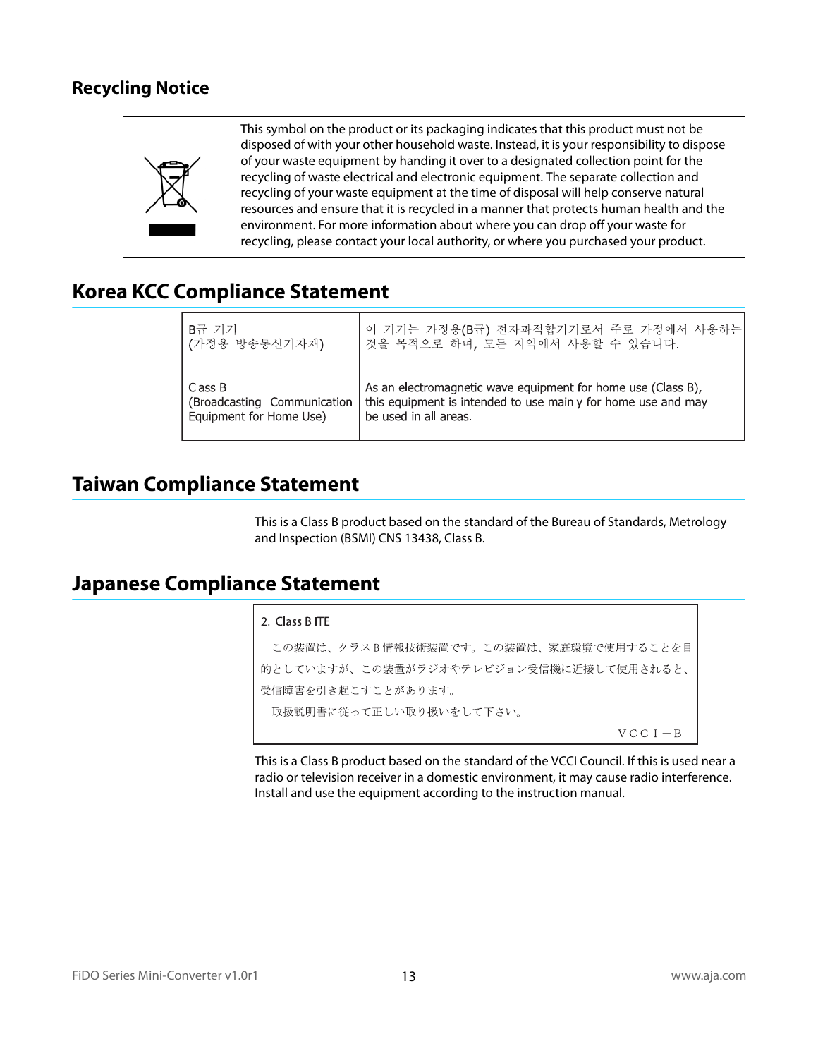## Recycling Notice

This symbol on the product or its packaging indicates that this product must not be disposed of with your other household waste. Instead, it is your responsibility to dispose of your waste equipment by handing it over to a designated collection point for the recycling of waste electrical and electronic equipment. The separate collection and recycling of your waste equipment at the time of disposal will help conserve natural resources and ensure that it is recycled in a manner that protects human health and the environment. For more information about where you can drop off your waste for recycling, please contact your local authority, or where you purchased your product.

## Korea KCC Compliance Statement

| | |
|---|---|
| B급 기기<br>(가정용 방송통신기자재) | 이 기기는 가정용(B급) 전자파적합기기로서 주로 가정에서 사용하는 것을 목적으로 하며, 모든 지역에서 사용할 수 있습니다. |
| Class B<br>(Broadcasting Communication Equipment for Home Use) | As an electromagnetic wave equipment for home use (Class B), this equipment is intended to use mainly for home use and may be used in all areas. |

## Taiwan Compliance Statement

This is a Class B product based on the standard of the Bureau of Standards, Metrology and Inspection (BSMI) CNS 13438, Class B.

## Japanese Compliance Statement

2. Class B ITE

この装置は、クラスＢ情報技術装置です。この装置は、家庭環境で使用することを目的としていますが、この装置がラジオやテレビジョン受信機に近接して使用されると、受信障害を引き起こすことがあります。

取扱説明書に従って正しい取り扱いをして下さい。

ＶＣＣＩ－Ｂ

This is a Class B product based on the standard of the VCCI Council. If this is used near a radio or television receiver in a domestic environment, it may cause radio interference. Install and use the equipment according to the instruction manual.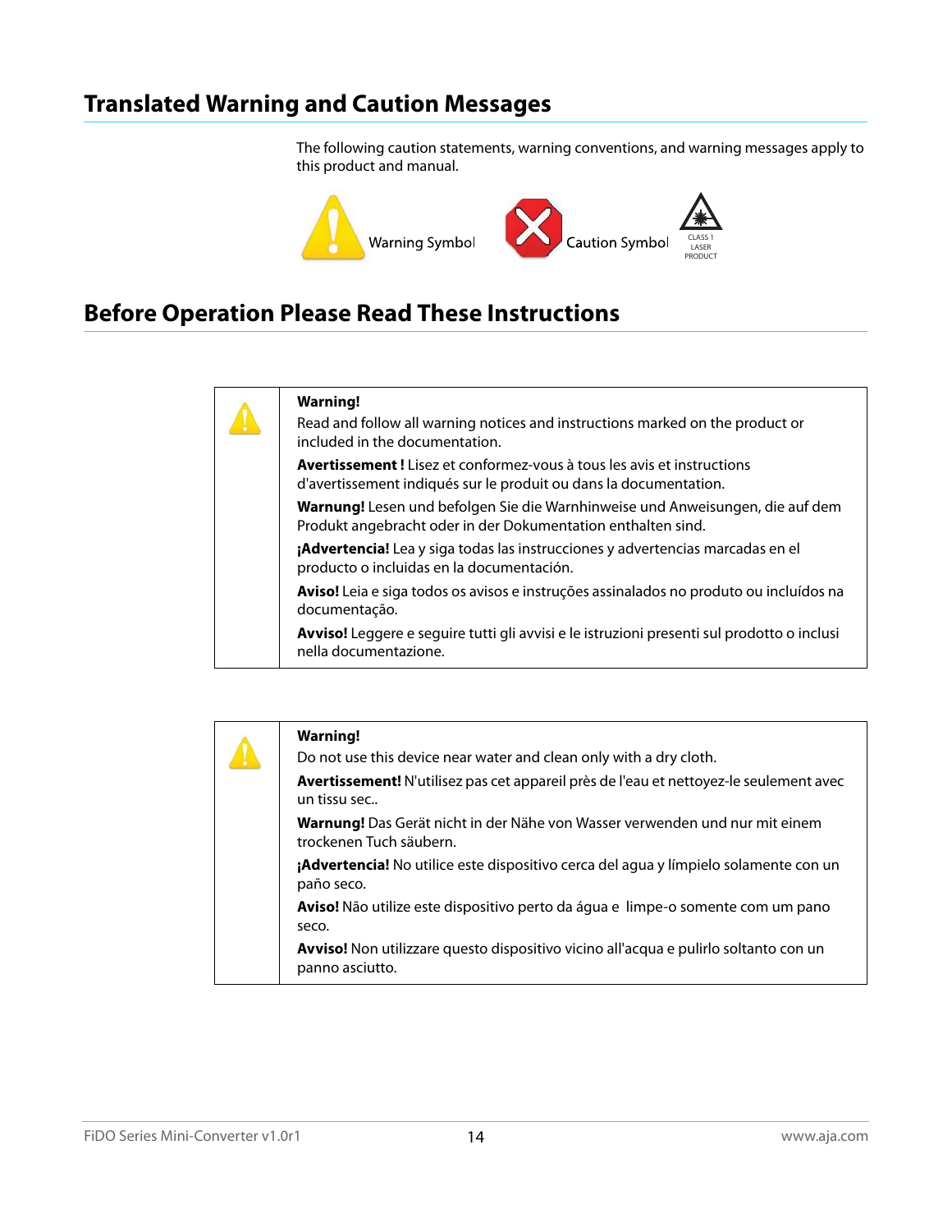## Translated Warning and Caution Messages

The following caution statements, warning conventions, and warning messages apply to this product and manual.

Warning Symbol Caution Symbol CLASS 1 LASER PRODUCT

## Before Operation Please Read These Instructions

**Warning!**
Read and follow all warning notices and instructions marked on the product or included in the documentation.

**Avertissement !** Lisez et conformez-vous à tous les avis et instructions d'avertissement indiqués sur le produit ou dans la documentation.

**Warnung!** Lesen und befolgen Sie die Warnhinweise und Anweisungen, die auf dem Produkt angebracht oder in der Dokumentation enthalten sind.

**¡Advertencia!** Lea y siga todas las instrucciones y advertencias marcadas en el producto o incluidas en la documentación.

**Aviso!** Leia e siga todos os avisos e instruções assinalados no produto ou incluídos na documentação.

**Avviso!** Leggere e seguire tutti gli avvisi e le istruzioni presenti sul prodotto o inclusi nella documentazione.

**Warning!**
Do not use this device near water and clean only with a dry cloth.

**Avertissement!** N'utilisez pas cet appareil près de l'eau et nettoyez-le seulement avec un tissu sec..

**Warnung!** Das Gerät nicht in der Nähe von Wasser verwenden und nur mit einem trockenen Tuch säubern.

**¡Advertencia!** No utilice este dispositivo cerca del agua y límpielo solamente con un paño seco.

**Aviso!** Não utilize este dispositivo perto da água e limpe-o somente com um pano seco.

**Avviso!** Non utilizzare questo dispositivo vicino all'acqua e pulirlo soltanto con un panno asciutto.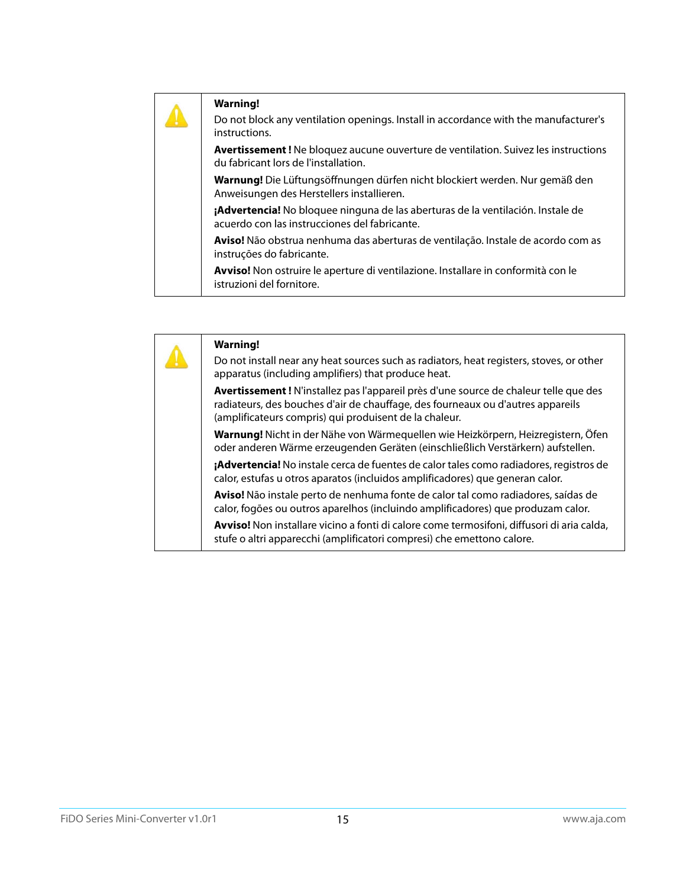**Warning!**

Do not block any ventilation openings. Install in accordance with the manufacturer's instructions.

**Avertissement !** Ne bloquez aucune ouverture de ventilation. Suivez les instructions du fabricant lors de l'installation.

**Warnung!** Die Lüftungsöffnungen dürfen nicht blockiert werden. Nur gemäß den Anweisungen des Herstellers installieren.

**¡Advertencia!** No bloquee ninguna de las aberturas de la ventilación. Instale de acuerdo con las instrucciones del fabricante.

**Aviso!** Não obstrua nenhuma das aberturas de ventilação. Instale de acordo com as instruções do fabricante.

**Avviso!** Non ostruire le aperture di ventilazione. Installare in conformità con le istruzioni del fornitore.

**Warning!**

Do not install near any heat sources such as radiators, heat registers, stoves, or other apparatus (including amplifiers) that produce heat.

**Avertissement !** N'installez pas l'appareil près d'une source de chaleur telle que des radiateurs, des bouches d'air de chauffage, des fourneaux ou d'autres appareils (amplificateurs compris) qui produisent de la chaleur.

**Warnung!** Nicht in der Nähe von Wärmequellen wie Heizkörpern, Heizregistern, Öfen oder anderen Wärme erzeugenden Geräten (einschließlich Verstärkern) aufstellen.

**¡Advertencia!** No instale cerca de fuentes de calor tales como radiadores, registros de calor, estufas u otros aparatos (incluidos amplificadores) que generan calor.

**Aviso!** Não instale perto de nenhuma fonte de calor tal como radiadores, saídas de calor, fogões ou outros aparelhos (incluindo amplificadores) que produzam calor.

**Avviso!** Non installare vicino a fonti di calore come termosifoni, diffusori di aria calda, stufe o altri apparecchi (amplificatori compresi) che emettono calore.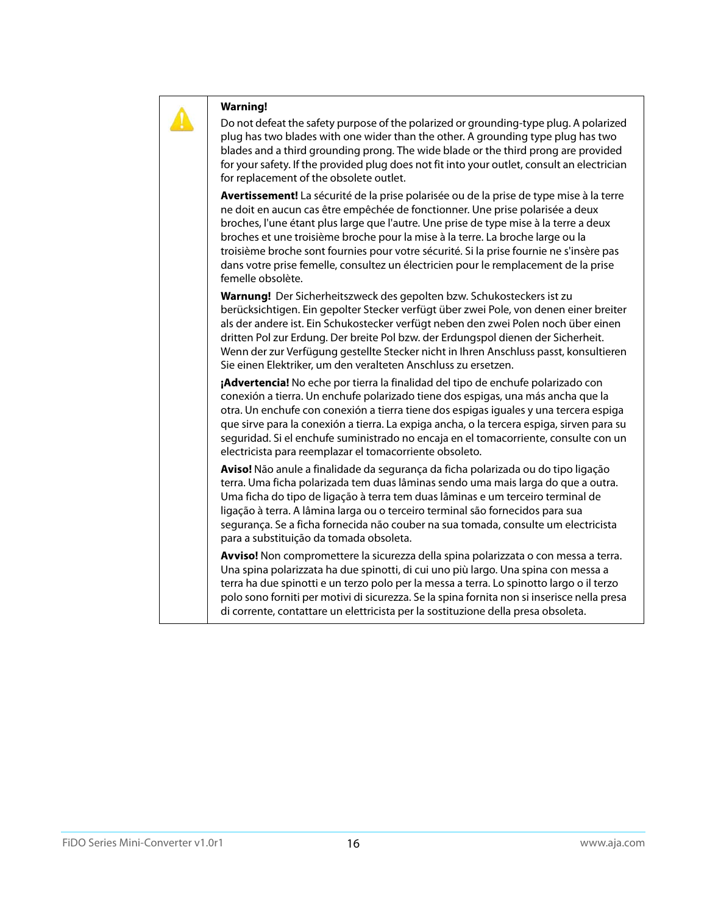**Warning!**

Do not defeat the safety purpose of the polarized or grounding-type plug. A polarized plug has two blades with one wider than the other. A grounding type plug has two blades and a third grounding prong. The wide blade or the third prong are provided for your safety. If the provided plug does not fit into your outlet, consult an electrician for replacement of the obsolete outlet.

**Avertissement!** La sécurité de la prise polarisée ou de la prise de type mise à la terre ne doit en aucun cas être empêchée de fonctionner. Une prise polarisée a deux broches, l'une étant plus large que l'autre. Une prise de type mise à la terre a deux broches et une troisième broche pour la mise à la terre. La broche large ou la troisième broche sont fournies pour votre sécurité. Si la prise fournie ne s'insère pas dans votre prise femelle, consultez un électricien pour le remplacement de la prise femelle obsolète.

**Warnung!** Der Sicherheitszweck des gepolten bzw. Schukosteckers ist zu berücksichtigen. Ein gepolter Stecker verfügt über zwei Pole, von denen einer breiter als der andere ist. Ein Schukostecker verfügt neben den zwei Polen noch über einen dritten Pol zur Erdung. Der breite Pol bzw. der Erdungspol dienen der Sicherheit. Wenn der zur Verfügung gestellte Stecker nicht in Ihren Anschluss passt, konsultieren Sie einen Elektriker, um den veralteten Anschluss zu ersetzen.

**¡Advertencia!** No eche por tierra la finalidad del tipo de enchufe polarizado con conexión a tierra. Un enchufe polarizado tiene dos espigas, una más ancha que la otra. Un enchufe con conexión a tierra tiene dos espigas iguales y una tercera espiga que sirve para la conexión a tierra. La expiga ancha, o la tercera espiga, sirven para su seguridad. Si el enchufe suministrado no encaja en el tomacorriente, consulte con un electricista para reemplazar el tomacorriente obsoleto.

**Aviso!** Não anule a finalidade da segurança da ficha polarizada ou do tipo ligação terra. Uma ficha polarizada tem duas lâminas sendo uma mais larga do que a outra. Uma ficha do tipo de ligação à terra tem duas lâminas e um terceiro terminal de ligação à terra. A lâmina larga ou o terceiro terminal são fornecidos para sua segurança. Se a ficha fornecida não couber na sua tomada, consulte um electricista para a substituição da tomada obsoleta.

**Avviso!** Non compromettere la sicurezza della spina polarizzata o con messa a terra. Una spina polarizzata ha due spinotti, di cui uno più largo. Una spina con messa a terra ha due spinotti e un terzo polo per la messa a terra. Lo spinotto largo o il terzo polo sono forniti per motivi di sicurezza. Se la spina fornita non si inserisce nella presa di corrente, contattare un elettricista per la sostituzione della presa obsoleta.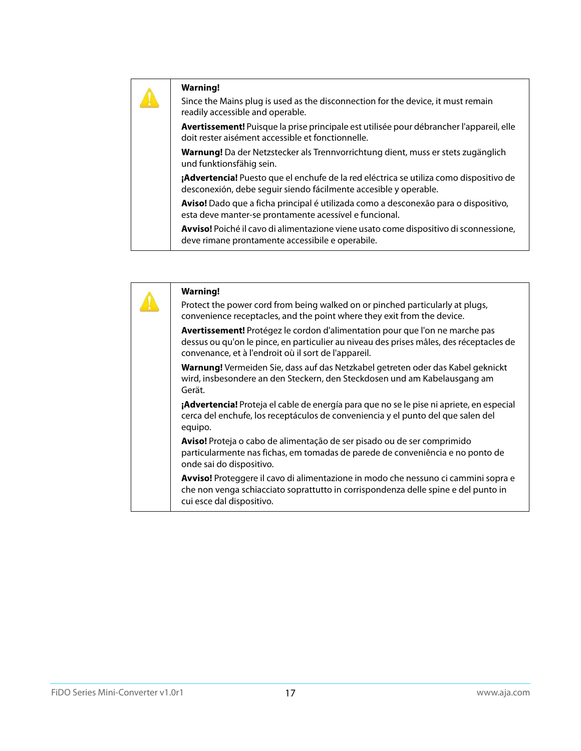**Warning!**

Since the Mains plug is used as the disconnection for the device, it must remain readily accessible and operable.

**Avertissement!** Puisque la prise principale est utilisée pour débrancher l'appareil, elle doit rester aisément accessible et fonctionnelle.

**Warnung!** Da der Netzstecker als Trennvorrichtung dient, muss er stets zugänglich und funktionsfähig sein.

**¡Advertencia!** Puesto que el enchufe de la red eléctrica se utiliza como dispositivo de desconexión, debe seguir siendo fácilmente accesible y operable.

**Aviso!** Dado que a ficha principal é utilizada como a desconexão para o dispositivo, esta deve manter-se prontamente acessível e funcional.

**Avviso!** Poiché il cavo di alimentazione viene usato come dispositivo di sconnessione, deve rimane prontamente accessibile e operabile.

**Warning!**

Protect the power cord from being walked on or pinched particularly at plugs, convenience receptacles, and the point where they exit from the device.

**Avertissement!** Protégez le cordon d'alimentation pour que l'on ne marche pas dessus ou qu'on le pince, en particulier au niveau des prises mâles, des réceptacles de convenance, et à l'endroit où il sort de l'appareil.

**Warnung!** Vermeiden Sie, dass auf das Netzkabel getreten oder das Kabel geknickt wird, insbesondere an den Steckern, den Steckdosen und am Kabelausgang am Gerät.

**¡Advertencia!** Proteja el cable de energía para que no se le pise ni apriete, en especial cerca del enchufe, los receptáculos de conveniencia y el punto del que salen del equipo.

**Aviso!** Proteja o cabo de alimentação de ser pisado ou de ser comprimido particularmente nas fichas, em tomadas de parede de conveniência e no ponto de onde sai do dispositivo.

**Avviso!** Proteggere il cavo di alimentazione in modo che nessuno ci cammini sopra e che non venga schiacciato soprattutto in corrispondenza delle spine e del punto in cui esce dal dispositivo.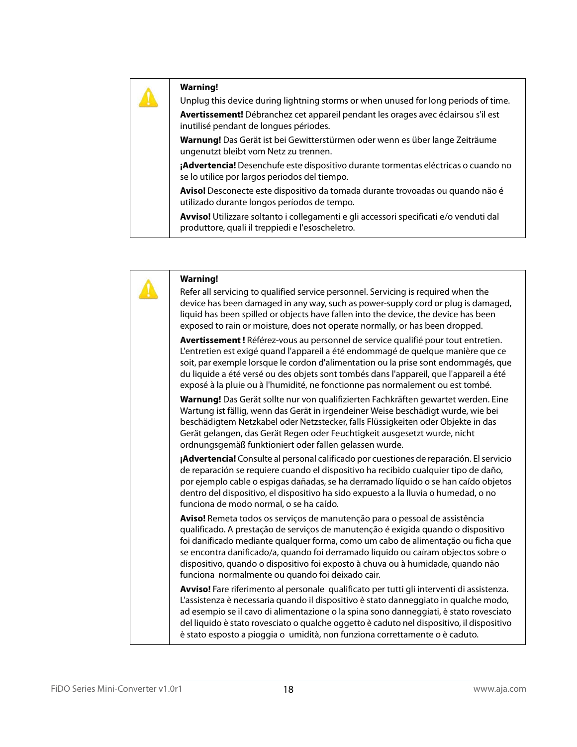**Warning!**

Unplug this device during lightning storms or when unused for long periods of time.

**Avertissement!** Débranchez cet appareil pendant les orages avec éclairsou s'il est inutilisé pendant de longues périodes.

**Warnung!** Das Gerät ist bei Gewitterstürmen oder wenn es über lange Zeiträume ungenutzt bleibt vom Netz zu trennen.

**¡Advertencia!** Desenchufe este dispositivo durante tormentas eléctricas o cuando no se lo utilice por largos periodos del tiempo.

**Aviso!** Desconecte este dispositivo da tomada durante trovoadas ou quando não é utilizado durante longos períodos de tempo.

**Avviso!** Utilizzare soltanto i collegamenti e gli accessori specificati e/o venduti dal produttore, quali il treppiedi e l'esoscheletro.

---

**Warning!**

Refer all servicing to qualified service personnel. Servicing is required when the device has been damaged in any way, such as power-supply cord or plug is damaged, liquid has been spilled or objects have fallen into the device, the device has been exposed to rain or moisture, does not operate normally, or has been dropped.

**Avertissement !** Référez-vous au personnel de service qualifié pour tout entretien. L'entretien est exigé quand l'appareil a été endommagé de quelque manière que ce soit, par exemple lorsque le cordon d'alimentation ou la prise sont endommagés, que du liquide a été versé ou des objets sont tombés dans l'appareil, que l'appareil a été exposé à la pluie ou à l'humidité, ne fonctionne pas normalement ou est tombé.

**Warnung!** Das Gerät sollte nur von qualifizierten Fachkräften gewartet werden. Eine Wartung ist fällig, wenn das Gerät in irgendeiner Weise beschädigt wurde, wie bei beschädigtem Netzkabel oder Netzstecker, falls Flüssigkeiten oder Objekte in das Gerät gelangen, das Gerät Regen oder Feuchtigkeit ausgesetzt wurde, nicht ordnungsgemäß funktioniert oder fallen gelassen wurde.

**¡Advertencia!** Consulte al personal calificado por cuestiones de reparación. El servicio de reparación se requiere cuando el dispositivo ha recibido cualquier tipo de daño, por ejemplo cable o espigas dañadas, se ha derramado líquido o se han caído objetos dentro del dispositivo, el dispositivo ha sido expuesto a la lluvia o humedad, o no funciona de modo normal, o se ha caído.

**Aviso!** Remeta todos os serviços de manutenção para o pessoal de assistência qualificado. A prestação de serviços de manutenção é exigida quando o dispositivo foi danificado mediante qualquer forma, como um cabo de alimentação ou ficha que se encontra danificado/a, quando foi derramado líquido ou caíram objectos sobre o dispositivo, quando o dispositivo foi exposto à chuva ou à humidade, quando não funciona normalmente ou quando foi deixado cair.

**Avviso!** Fare riferimento al personale qualificato per tutti gli interventi di assistenza. L'assistenza è necessaria quando il dispositivo è stato danneggiato in qualche modo, ad esempio se il cavo di alimentazione o la spina sono danneggiati, è stato rovesciato del liquido è stato rovesciato o qualche oggetto è caduto nel dispositivo, il dispositivo è stato esposto a pioggia o umidità, non funziona correttamente o è caduto.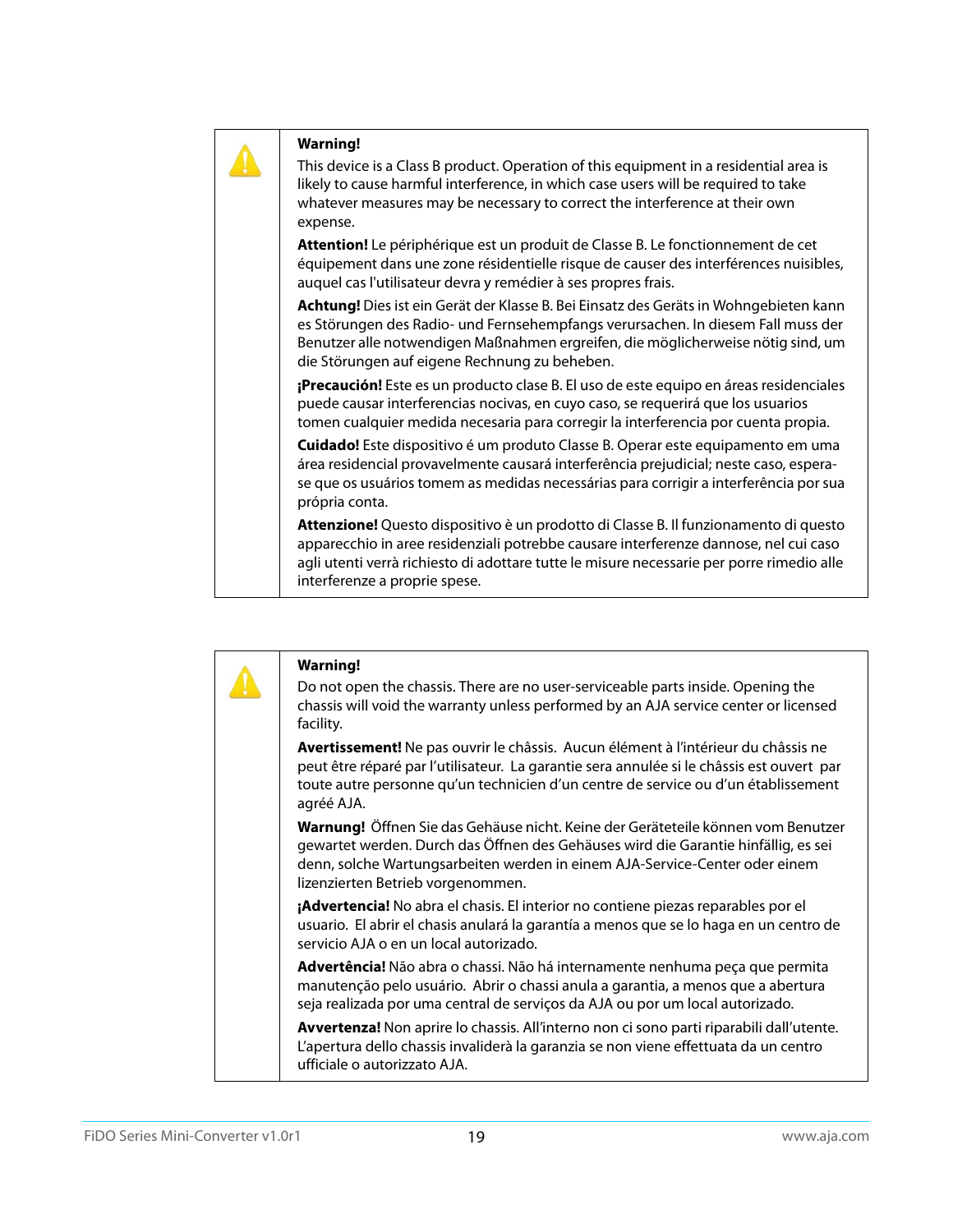**Warning!**

This device is a Class B product. Operation of this equipment in a residential area is likely to cause harmful interference, in which case users will be required to take whatever measures may be necessary to correct the interference at their own expense.

**Attention!** Le périphérique est un produit de Classe B. Le fonctionnement de cet équipement dans une zone résidentielle risque de causer des interférences nuisibles, auquel cas l'utilisateur devra y remédier à ses propres frais.

**Achtung!** Dies ist ein Gerät der Klasse B. Bei Einsatz des Geräts in Wohngebieten kann es Störungen des Radio- und Fernsehempfangs verursachen. In diesem Fall muss der Benutzer alle notwendigen Maßnahmen ergreifen, die möglicherweise nötig sind, um die Störungen auf eigene Rechnung zu beheben.

**¡Precaución!** Este es un producto clase B. El uso de este equipo en áreas residenciales puede causar interferencias nocivas, en cuyo caso, se requerirá que los usuarios tomen cualquier medida necesaria para corregir la interferencia por cuenta propia.

**Cuidado!** Este dispositivo é um produto Classe B. Operar este equipamento em uma área residencial provavelmente causará interferência prejudicial; neste caso, espera-se que os usuários tomem as medidas necessárias para corrigir a interferência por sua própria conta.

**Attenzione!** Questo dispositivo è un prodotto di Classe B. Il funzionamento di questo apparecchio in aree residenziali potrebbe causare interferenze dannose, nel cui caso agli utenti verrà richiesto di adottare tutte le misure necessarie per porre rimedio alle interferenze a proprie spese.

**Warning!**

Do not open the chassis. There are no user-serviceable parts inside. Opening the chassis will void the warranty unless performed by an AJA service center or licensed facility.

**Avertissement!** Ne pas ouvrir le châssis. Aucun élément à l'intérieur du châssis ne peut être réparé par l'utilisateur. La garantie sera annulée si le châssis est ouvert par toute autre personne qu'un technicien d'un centre de service ou d'un établissement agréé AJA.

**Warnung!** Öffnen Sie das Gehäuse nicht. Keine der Geräteteile können vom Benutzer gewartet werden. Durch das Öffnen des Gehäuses wird die Garantie hinfällig, es sei denn, solche Wartungsarbeiten werden in einem AJA-Service-Center oder einem lizenzierten Betrieb vorgenommen.

**¡Advertencia!** No abra el chasis. El interior no contiene piezas reparables por el usuario. El abrir el chasis anulará la garantía a menos que se lo haga en un centro de servicio AJA o en un local autorizado.

**Advertência!** Não abra o chassi. Não há internamente nenhuma peça que permita manutenção pelo usuário. Abrir o chassi anula a garantia, a menos que a abertura seja realizada por uma central de serviços da AJA ou por um local autorizado.

**Avvertenza!** Non aprire lo chassis. All'interno non ci sono parti riparabili dall'utente. L'apertura dello chassis invaliderà la garanzia se non viene effettuata da un centro ufficiale o autorizzato AJA.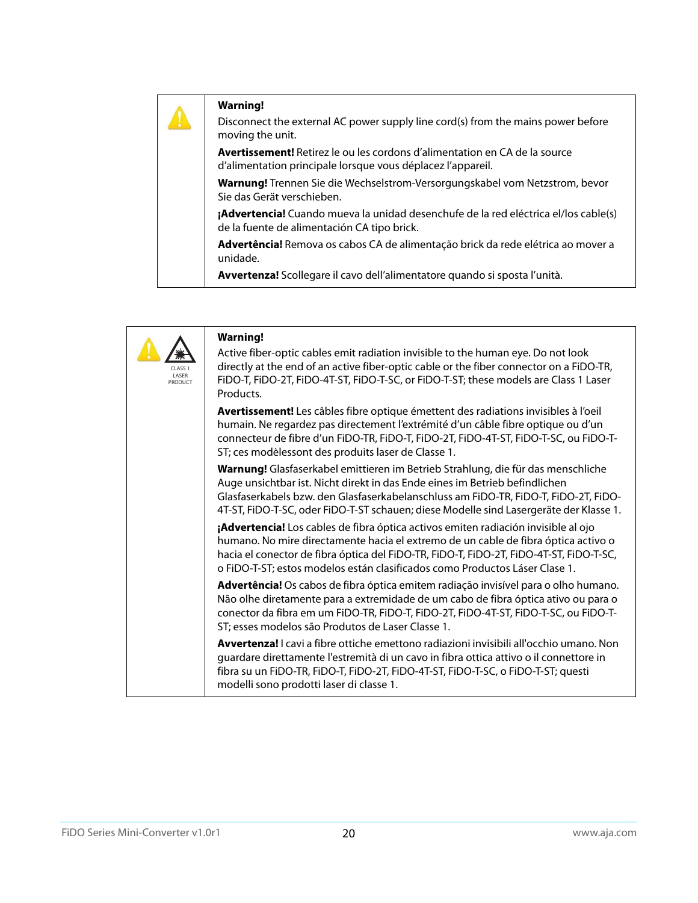**Warning!**

Disconnect the external AC power supply line cord(s) from the mains power before moving the unit.

**Avertissement!** Retirez le ou les cordons d'alimentation en CA de la source d'alimentation principale lorsque vous déplacez l'appareil.

**Warnung!** Trennen Sie die Wechselstrom-Versorgungskabel vom Netzstrom, bevor Sie das Gerät verschieben.

**¡Advertencia!** Cuando mueva la unidad desenchufe de la red eléctrica el/los cable(s) de la fuente de alimentación CA tipo brick.

**Advertência!** Remova os cabos CA de alimentação brick da rede elétrica ao mover a unidade.

**Avvertenza!** Scollegare il cavo dell'alimentatore quando si sposta l'unità.

CLASS 1 LASER PRODUCT

**Warning!**

Active fiber-optic cables emit radiation invisible to the human eye. Do not look directly at the end of an active fiber-optic cable or the fiber connector on a FiDO-TR, FiDO-T, FiDO-2T, FiDO-4T-ST, FiDO-T-SC, or FiDO-T-ST; these models are Class 1 Laser Products.

**Avertissement!** Les câbles fibre optique émettent des radiations invisibles à l'oeil humain. Ne regardez pas directement l'extrémité d'un câble fibre optique ou d'un connecteur de fibre d'un FiDO-TR, FiDO-T, FiDO-2T, FiDO-4T-ST, FiDO-T-SC, ou FiDO-T-ST; ces modèlessont des produits laser de Classe 1.

**Warnung!** Glasfaserkabel emittieren im Betrieb Strahlung, die für das menschliche Auge unsichtbar ist. Nicht direkt in das Ende eines im Betrieb befindlichen Glasfaserkabels bzw. den Glasfaserkabelanschluss am FiDO-TR, FiDO-T, FiDO-2T, FiDO-4T-ST, FiDO-T-SC, oder FiDO-T-ST schauen; diese Modelle sind Lasergeräte der Klasse 1.

**¡Advertencia!** Los cables de fibra óptica activos emiten radiación invisible al ojo humano. No mire directamente hacia el extremo de un cable de fibra óptica activo o hacia el conector de fibra óptica del FiDO-TR, FiDO-T, FiDO-2T, FiDO-4T-ST, FiDO-T-SC, o FiDO-T-ST; estos modelos están clasificados como Productos Láser Clase 1.

**Advertência!** Os cabos de fibra óptica emitem radiação invisível para o olho humano. Não olhe diretamente para a extremidade de um cabo de fibra óptica ativo ou para o conector da fibra em um FiDO-TR, FiDO-T, FiDO-2T, FiDO-4T-ST, FiDO-T-SC, ou FiDO-T-ST; esses modelos são Produtos de Laser Classe 1.

**Avvertenza!** I cavi a fibre ottiche emettono radiazioni invisibili all'occhio umano. Non guardare direttamente l'estremità di un cavo in fibra ottica attivo o il connettore in fibra su un FiDO-TR, FiDO-T, FiDO-2T, FiDO-4T-ST, FiDO-T-SC, o FiDO-T-ST; questi modelli sono prodotti laser di classe 1.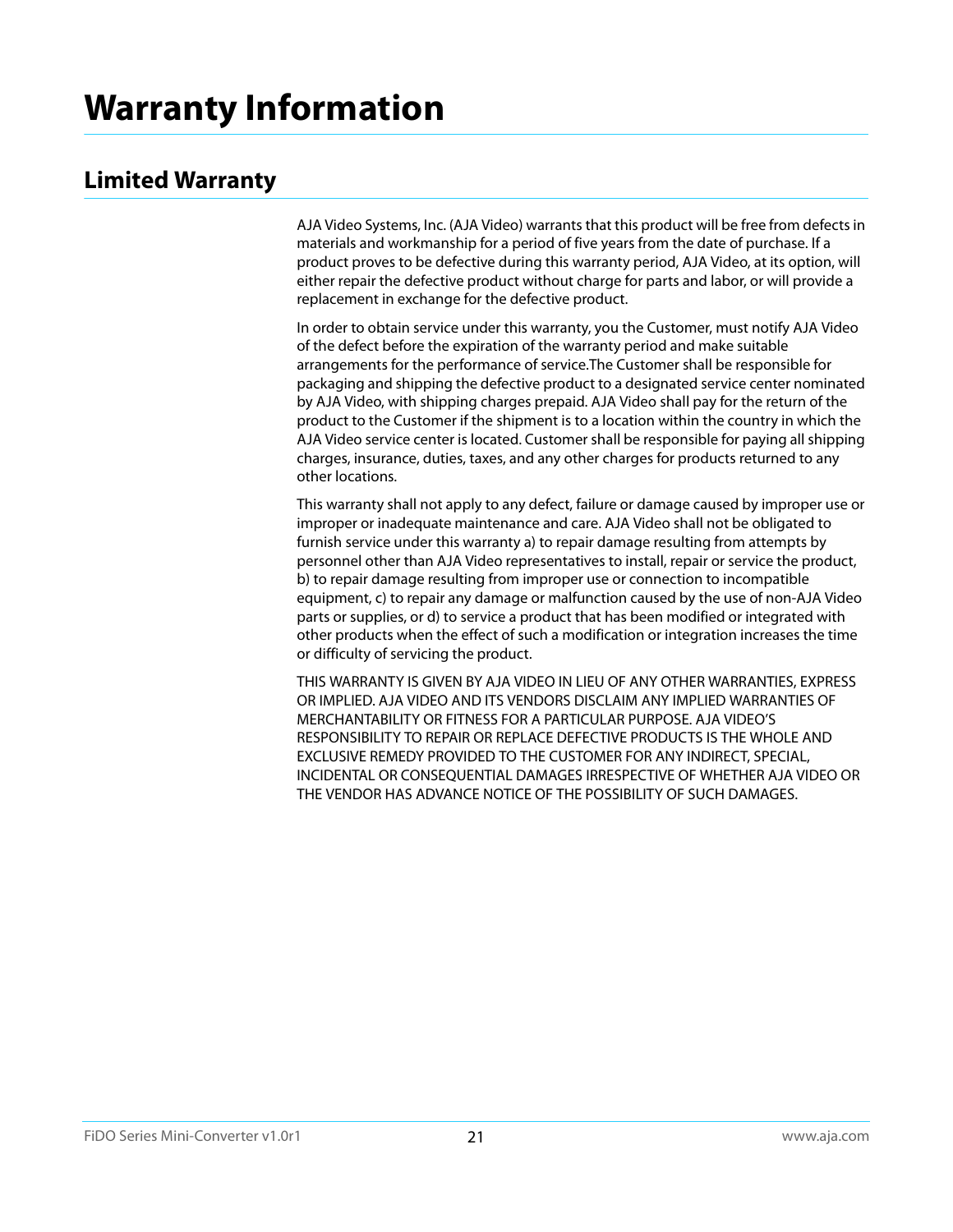# Warranty Information

## Limited Warranty

AJA Video Systems, Inc. (AJA Video) warrants that this product will be free from defects in materials and workmanship for a period of five years from the date of purchase. If a product proves to be defective during this warranty period, AJA Video, at its option, will either repair the defective product without charge for parts and labor, or will provide a replacement in exchange for the defective product.

In order to obtain service under this warranty, you the Customer, must notify AJA Video of the defect before the expiration of the warranty period and make suitable arrangements for the performance of service.The Customer shall be responsible for packaging and shipping the defective product to a designated service center nominated by AJA Video, with shipping charges prepaid. AJA Video shall pay for the return of the product to the Customer if the shipment is to a location within the country in which the AJA Video service center is located. Customer shall be responsible for paying all shipping charges, insurance, duties, taxes, and any other charges for products returned to any other locations.

This warranty shall not apply to any defect, failure or damage caused by improper use or improper or inadequate maintenance and care. AJA Video shall not be obligated to furnish service under this warranty a) to repair damage resulting from attempts by personnel other than AJA Video representatives to install, repair or service the product, b) to repair damage resulting from improper use or connection to incompatible equipment, c) to repair any damage or malfunction caused by the use of non-AJA Video parts or supplies, or d) to service a product that has been modified or integrated with other products when the effect of such a modification or integration increases the time or difficulty of servicing the product.

THIS WARRANTY IS GIVEN BY AJA VIDEO IN LIEU OF ANY OTHER WARRANTIES, EXPRESS OR IMPLIED. AJA VIDEO AND ITS VENDORS DISCLAIM ANY IMPLIED WARRANTIES OF MERCHANTABILITY OR FITNESS FOR A PARTICULAR PURPOSE. AJA VIDEO'S RESPONSIBILITY TO REPAIR OR REPLACE DEFECTIVE PRODUCTS IS THE WHOLE AND EXCLUSIVE REMEDY PROVIDED TO THE CUSTOMER FOR ANY INDIRECT, SPECIAL, INCIDENTAL OR CONSEQUENTIAL DAMAGES IRRESPECTIVE OF WHETHER AJA VIDEO OR THE VENDOR HAS ADVANCE NOTICE OF THE POSSIBILITY OF SUCH DAMAGES.